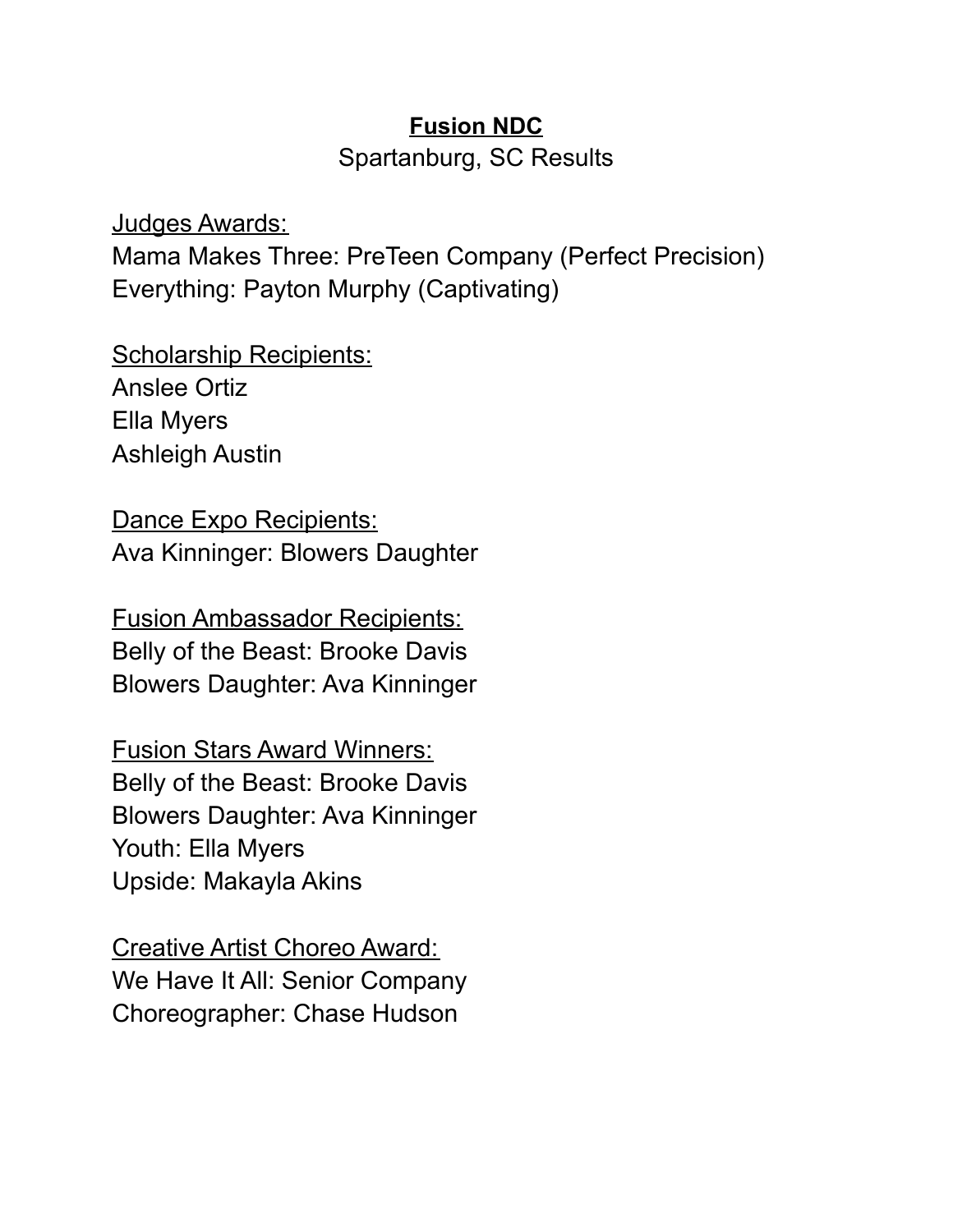# **Fusion NDC**

Spartanburg, SC Results

Judges Awards:

Mama Makes Three: PreTeen Company (Perfect Precision)
Everything: Payton Murphy (Captivating)

Scholarship Recipients:

Anslee Ortiz
Ella Myers
Ashleigh Austin

Dance Expo Recipients:

Ava Kinninger: Blowers Daughter

Fusion Ambassador Recipients:

Belly of the Beast: Brooke Davis
Blowers Daughter: Ava Kinninger

Fusion Stars Award Winners:

Belly of the Beast: Brooke Davis
Blowers Daughter: Ava Kinninger
Youth: Ella Myers
Upside: Makayla Akins

Creative Artist Choreo Award:

We Have It All: Senior Company
Choreographer: Chase Hudson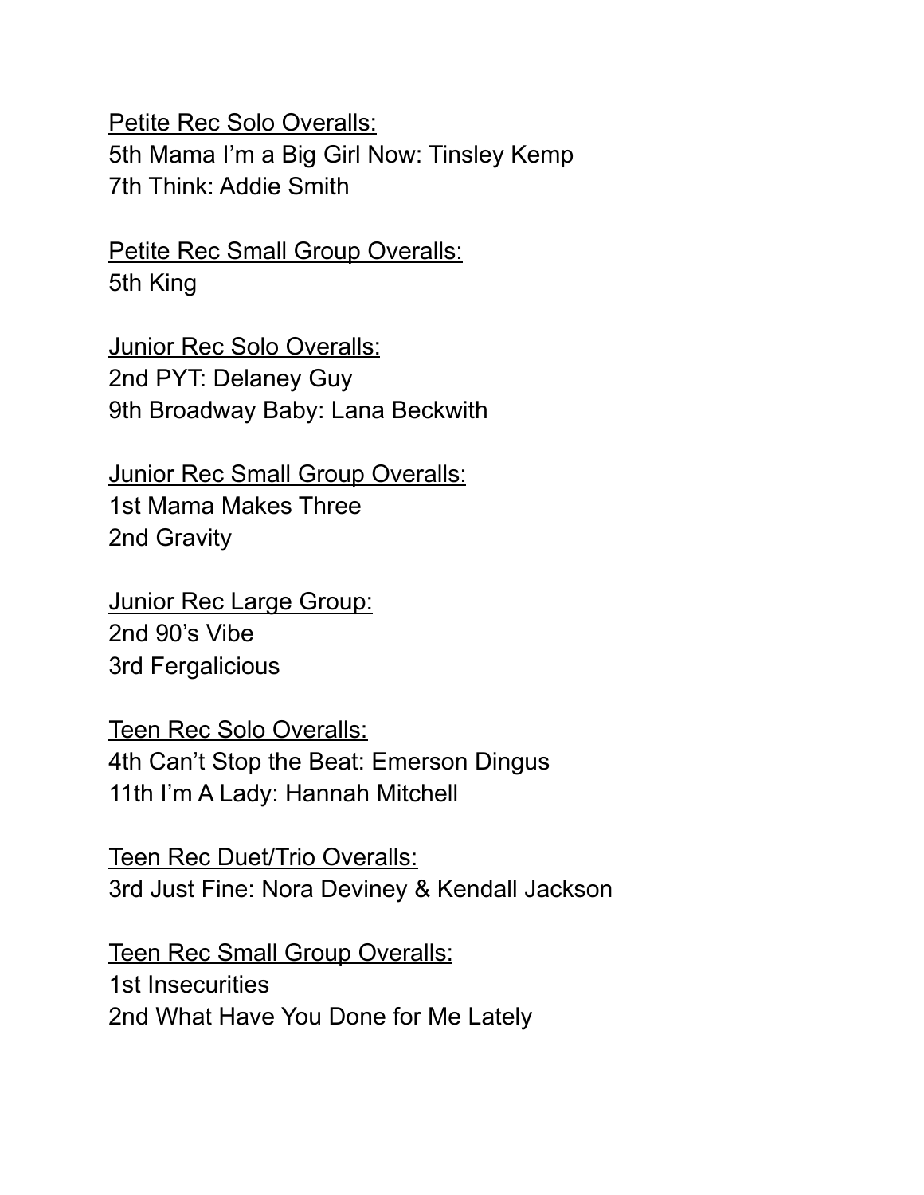<u>Petite Rec Solo Overalls:</u>
5th Mama I'm a Big Girl Now: Tinsley Kemp
7th Think: Addie Smith

<u>Petite Rec Small Group Overalls:</u>
5th King

<u>Junior Rec Solo Overalls:</u>
2nd PYT: Delaney Guy
9th Broadway Baby: Lana Beckwith

<u>Junior Rec Small Group Overalls:</u>
1st Mama Makes Three
2nd Gravity

<u>Junior Rec Large Group:</u>
2nd 90's Vibe
3rd Fergalicious

<u>Teen Rec Solo Overalls:</u>
4th Can't Stop the Beat: Emerson Dingus
11th I'm A Lady: Hannah Mitchell

<u>Teen Rec Duet/Trio Overalls:</u>
3rd Just Fine: Nora Deviney & Kendall Jackson

<u>Teen Rec Small Group Overalls:</u>
1st Insecurities
2nd What Have You Done for Me Lately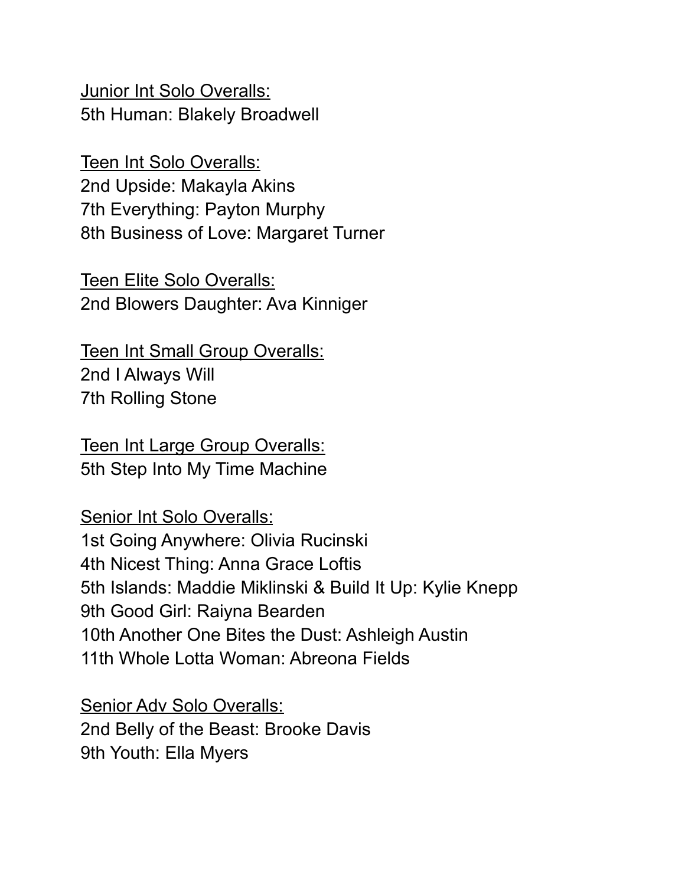Junior Int Solo Overalls:
5th Human: Blakely Broadwell

Teen Int Solo Overalls:
2nd Upside: Makayla Akins
7th Everything: Payton Murphy
8th Business of Love: Margaret Turner

Teen Elite Solo Overalls:
2nd Blowers Daughter: Ava Kinniger

Teen Int Small Group Overalls:
2nd I Always Will
7th Rolling Stone

Teen Int Large Group Overalls:
5th Step Into My Time Machine

Senior Int Solo Overalls:
1st Going Anywhere: Olivia Rucinski
4th Nicest Thing: Anna Grace Loftis
5th Islands: Maddie Miklinski & Build It Up: Kylie Knepp
9th Good Girl: Raiyna Bearden
10th Another One Bites the Dust: Ashleigh Austin
11th Whole Lotta Woman: Abreona Fields

Senior Adv Solo Overalls:
2nd Belly of the Beast: Brooke Davis
9th Youth: Ella Myers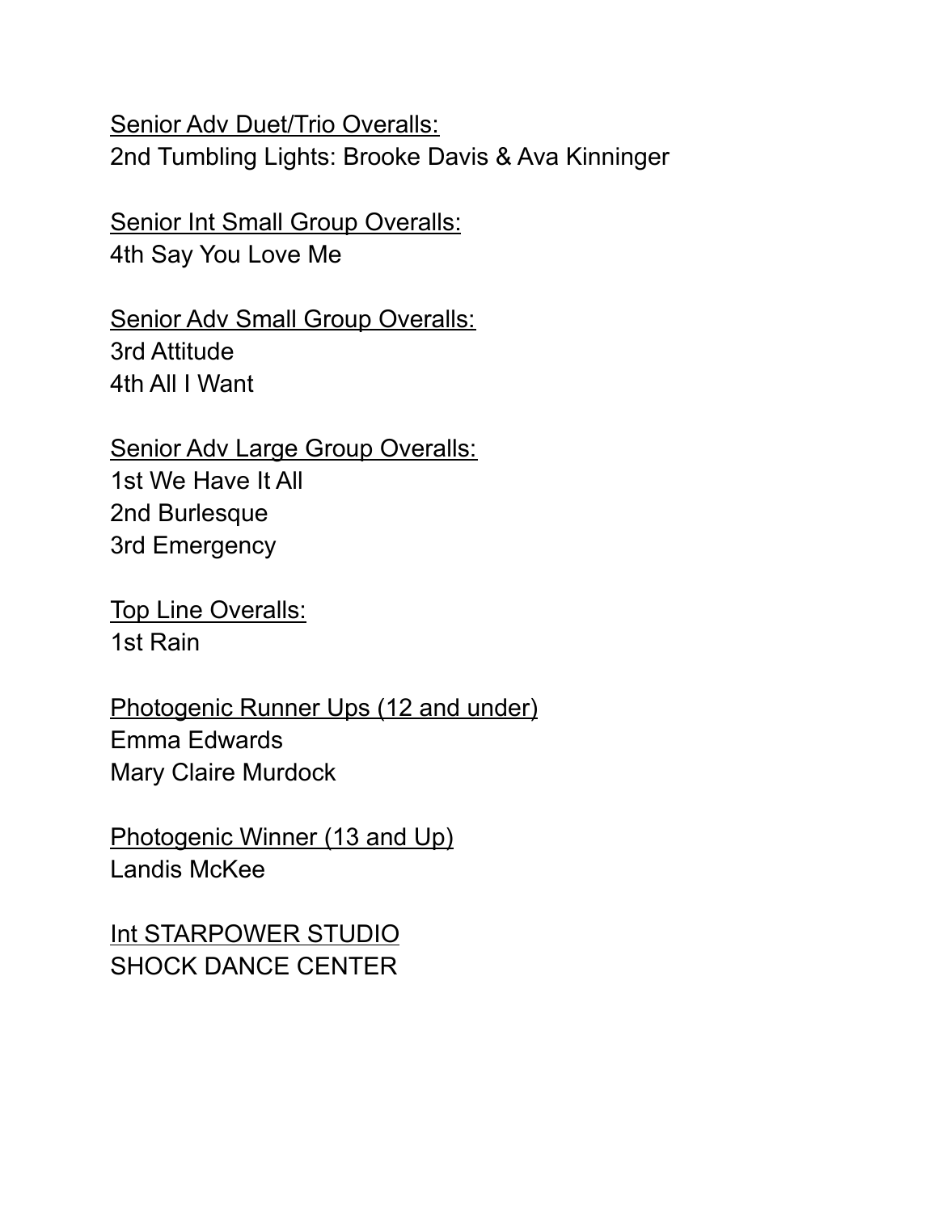Senior Adv Duet/Trio Overalls:
2nd Tumbling Lights: Brooke Davis & Ava Kinninger

Senior Int Small Group Overalls:
4th Say You Love Me

Senior Adv Small Group Overalls:
3rd Attitude
4th All I Want

Senior Adv Large Group Overalls:
1st We Have It All
2nd Burlesque
3rd Emergency

Top Line Overalls:
1st Rain

Photogenic Runner Ups (12 and under)
Emma Edwards
Mary Claire Murdock

Photogenic Winner (13 and Up)
Landis McKee

Int STARPOWER STUDIO
SHOCK DANCE CENTER